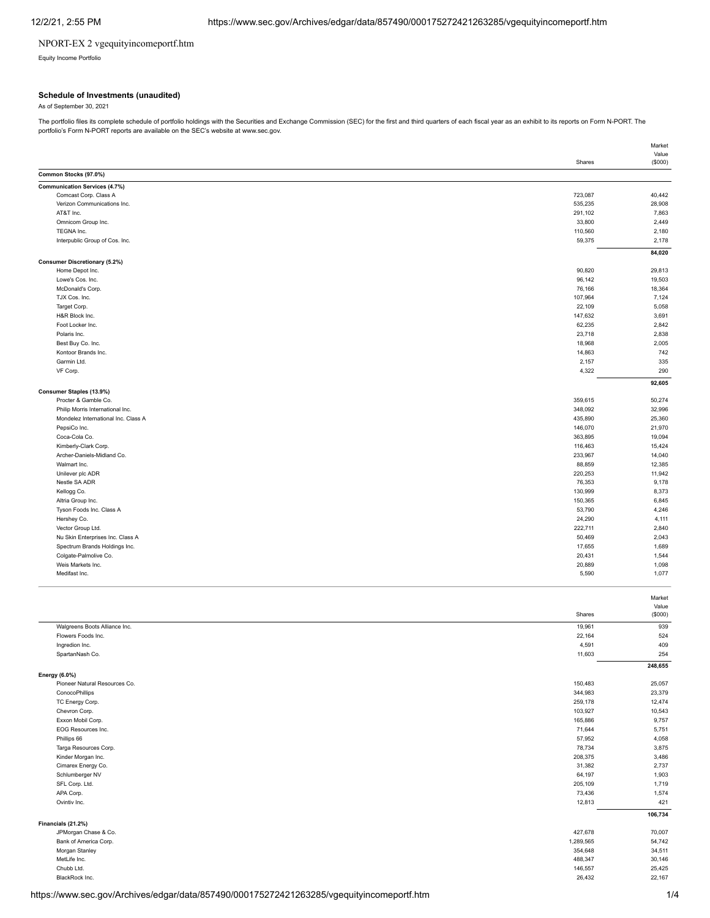NPORT-EX 2 vgequityincomeportf.htm

Equity Income Portfolio

### Schedule of Investments (unaudited)

As of September 30, 2021

The portfolio files its complete schedule of portfolio holdings with the Securities and Exchange Commission (SEC) for the first and third quarters of each fiscal year as an exhibit to its reports on Form N-PORT. The portfolio's Form N-PORT reports are available on the SEC's website at www.sec.gov.

| | Shares | Market Value ($000) |
|---|---|---|
| **Common Stocks (97.0%)** | | |
| **Communication Services (4.7%)** | | |
| Comcast Corp. Class A | 723,087 | 40,442 |
| Verizon Communications Inc. | 535,235 | 28,908 |
| AT&T Inc. | 291,102 | 7,863 |
| Omnicom Group Inc. | 33,800 | 2,449 |
| TEGNA Inc. | 110,560 | 2,180 |
| Interpublic Group of Cos. Inc. | 59,375 | 2,178 |
| | | **84,020** |
| **Consumer Discretionary (5.2%)** | | |
| Home Depot Inc. | 90,820 | 29,813 |
| Lowe's Cos. Inc. | 96,142 | 19,503 |
| McDonald's Corp. | 76,166 | 18,364 |
| TJX Cos. Inc. | 107,964 | 7,124 |
| Target Corp. | 22,109 | 5,058 |
| H&R Block Inc. | 147,632 | 3,691 |
| Foot Locker Inc. | 62,235 | 2,842 |
| Polaris Inc. | 23,718 | 2,838 |
| Best Buy Co. Inc. | 18,968 | 2,005 |
| Kontoor Brands Inc. | 14,863 | 742 |
| Garmin Ltd. | 2,157 | 335 |
| VF Corp. | 4,322 | 290 |
| | | **92,605** |
| **Consumer Staples (13.9%)** | | |
| Procter & Gamble Co. | 359,615 | 50,274 |
| Philip Morris International Inc. | 348,092 | 32,996 |
| Mondelez International Inc. Class A | 435,890 | 25,360 |
| PepsiCo Inc. | 146,070 | 21,970 |
| Coca-Cola Co. | 363,895 | 19,094 |
| Kimberly-Clark Corp. | 116,463 | 15,424 |
| Archer-Daniels-Midland Co. | 233,967 | 14,040 |
| Walmart Inc. | 88,859 | 12,385 |
| Unilever plc ADR | 220,253 | 11,942 |
| Nestle SA ADR | 76,353 | 9,178 |
| Kellogg Co. | 130,999 | 8,373 |
| Altria Group Inc. | 150,365 | 6,845 |
| Tyson Foods Inc. Class A | 53,790 | 4,246 |
| Hershey Co. | 24,290 | 4,111 |
| Vector Group Ltd. | 222,711 | 2,840 |
| Nu Skin Enterprises Inc. Class A | 50,469 | 2,043 |
| Spectrum Brands Holdings Inc. | 17,655 | 1,689 |
| Colgate-Palmolive Co. | 20,431 | 1,544 |
| Weis Markets Inc. | 20,889 | 1,098 |
| Medifast Inc. | 5,590 | 1,077 |
| Walgreens Boots Alliance Inc. | 19,961 | 939 |
| Flowers Foods Inc. | 22,164 | 524 |
| Ingredion Inc. | 4,591 | 409 |
| SpartanNash Co. | 11,603 | 254 |
| | | **248,655** |
| **Energy (6.0%)** | | |
| Pioneer Natural Resources Co. | 150,483 | 25,057 |
| ConocoPhillips | 344,983 | 23,379 |
| TC Energy Corp. | 259,178 | 12,474 |
| Chevron Corp. | 103,927 | 10,543 |
| Exxon Mobil Corp. | 165,886 | 9,757 |
| EOG Resources Inc. | 71,644 | 5,751 |
| Phillips 66 | 57,952 | 4,058 |
| Targa Resources Corp. | 78,734 | 3,875 |
| Kinder Morgan Inc. | 208,375 | 3,486 |
| Cimarex Energy Co. | 31,382 | 2,737 |
| Schlumberger NV | 64,197 | 1,903 |
| SFL Corp. Ltd. | 205,109 | 1,719 |
| APA Corp. | 73,436 | 1,574 |
| Ovintiv Inc. | 12,813 | 421 |
| | | **106,734** |
| **Financials (21.2%)** | | |
| JPMorgan Chase & Co. | 427,678 | 70,007 |
| Bank of America Corp. | 1,289,565 | 54,742 |
| Morgan Stanley | 354,648 | 34,511 |
| MetLife Inc. | 488,347 | 30,146 |
| Chubb Ltd. | 146,557 | 25,425 |
| BlackRock Inc. | 26,432 | 22,167 |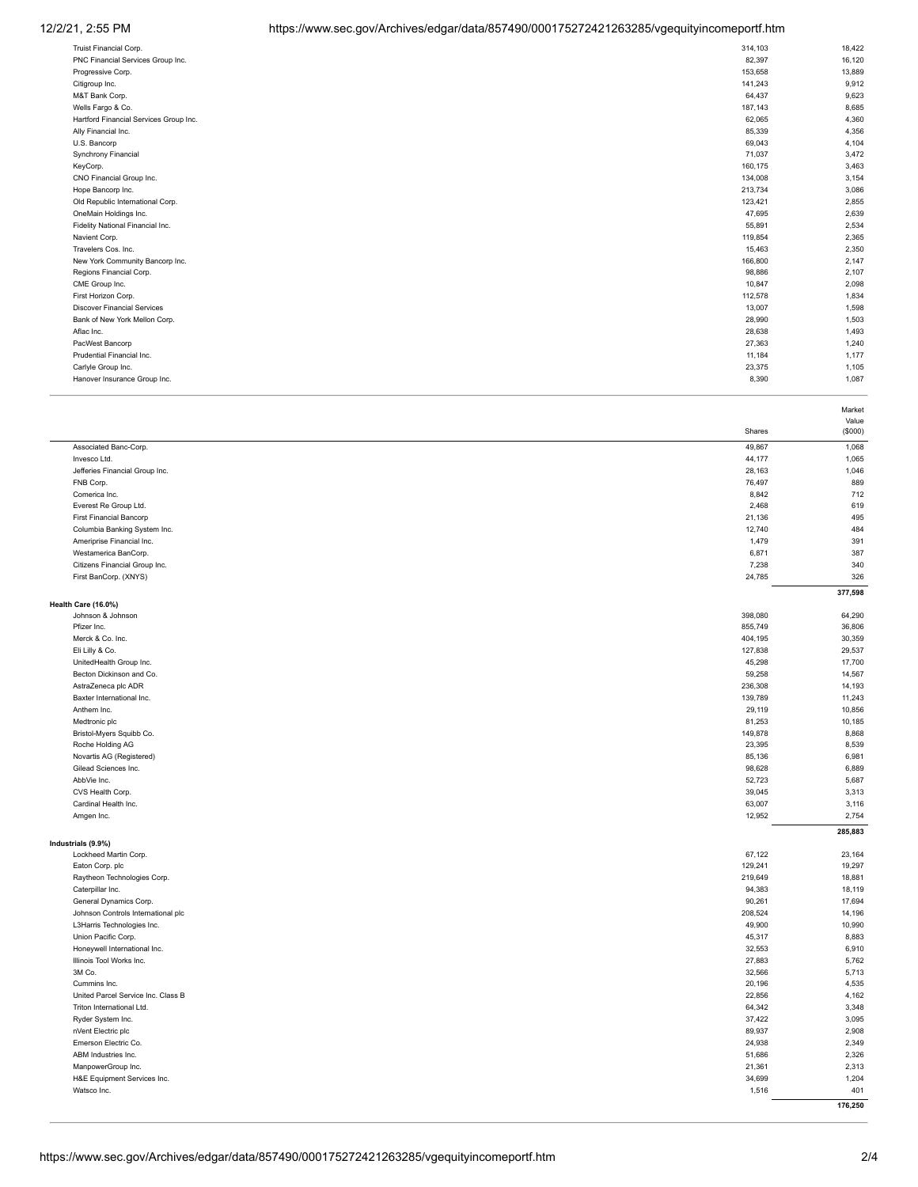| | Shares | Market Value ($000) |
|---|---|---|
| Truist Financial Corp. | 314,103 | 18,422 |
| PNC Financial Services Group Inc. | 82,397 | 16,120 |
| Progressive Corp. | 153,658 | 13,889 |
| Citigroup Inc. | 141,243 | 9,912 |
| M&T Bank Corp. | 64,437 | 9,623 |
| Wells Fargo & Co. | 187,143 | 8,685 |
| Hartford Financial Services Group Inc. | 62,065 | 4,360 |
| Ally Financial Inc. | 85,339 | 4,356 |
| U.S. Bancorp | 69,043 | 4,104 |
| Synchrony Financial | 71,037 | 3,472 |
| KeyCorp. | 160,175 | 3,463 |
| CNO Financial Group Inc. | 134,008 | 3,154 |
| Hope Bancorp Inc. | 213,734 | 3,086 |
| Old Republic International Corp. | 123,421 | 2,855 |
| OneMain Holdings Inc. | 47,695 | 2,639 |
| Fidelity National Financial Inc. | 55,891 | 2,534 |
| Navient Corp. | 119,854 | 2,365 |
| Travelers Cos. Inc. | 15,463 | 2,350 |
| New York Community Bancorp Inc. | 166,800 | 2,147 |
| Regions Financial Corp. | 98,886 | 2,107 |
| CME Group Inc. | 10,847 | 2,098 |
| First Horizon Corp. | 112,578 | 1,834 |
| Discover Financial Services | 13,007 | 1,598 |
| Bank of New York Mellon Corp. | 28,990 | 1,503 |
| Aflac Inc. | 28,638 | 1,493 |
| PacWest Bancorp | 27,363 | 1,240 |
| Prudential Financial Inc. | 11,184 | 1,177 |
| Carlyle Group Inc. | 23,375 | 1,105 |
| Hanover Insurance Group Inc. | 8,390 | 1,087 |
| Associated Banc-Corp. | 49,867 | 1,068 |
| Invesco Ltd. | 44,177 | 1,065 |
| Jefferies Financial Group Inc. | 28,163 | 1,046 |
| FNB Corp. | 76,497 | 889 |
| Comerica Inc. | 8,842 | 712 |
| Everest Re Group Ltd. | 2,468 | 619 |
| First Financial Bancorp | 21,136 | 495 |
| Columbia Banking System Inc. | 12,740 | 484 |
| Ameriprise Financial Inc. | 1,479 | 391 |
| Westamerica BanCorp. | 6,871 | 387 |
| Citizens Financial Group Inc. | 7,238 | 340 |
| First BanCorp. (XNYS) | 24,785 | 326 |
| | | **377,598** |
| **Health Care (16.0%)** | | |
| Johnson & Johnson | 398,080 | 64,290 |
| Pfizer Inc. | 855,749 | 36,806 |
| Merck & Co. Inc. | 404,195 | 30,359 |
| Eli Lilly & Co. | 127,838 | 29,537 |
| UnitedHealth Group Inc. | 45,298 | 17,700 |
| Becton Dickinson and Co. | 59,258 | 14,567 |
| AstraZeneca plc ADR | 236,308 | 14,193 |
| Baxter International Inc. | 139,789 | 11,243 |
| Anthem Inc. | 29,119 | 10,856 |
| Medtronic plc | 81,253 | 10,185 |
| Bristol-Myers Squibb Co. | 149,878 | 8,868 |
| Roche Holding AG | 23,395 | 8,539 |
| Novartis AG (Registered) | 85,136 | 6,981 |
| Gilead Sciences Inc. | 98,628 | 6,889 |
| AbbVie Inc. | 52,723 | 5,687 |
| CVS Health Corp. | 39,045 | 3,313 |
| Cardinal Health Inc. | 63,007 | 3,116 |
| Amgen Inc. | 12,952 | 2,754 |
| | | **285,883** |
| **Industrials (9.9%)** | | |
| Lockheed Martin Corp. | 67,122 | 23,164 |
| Eaton Corp. plc | 129,241 | 19,297 |
| Raytheon Technologies Corp. | 219,649 | 18,881 |
| Caterpillar Inc. | 94,383 | 18,119 |
| General Dynamics Corp. | 90,261 | 17,694 |
| Johnson Controls International plc | 208,524 | 14,196 |
| L3Harris Technologies Inc. | 49,900 | 10,990 |
| Union Pacific Corp. | 45,317 | 8,883 |
| Honeywell International Inc. | 32,553 | 6,910 |
| Illinois Tool Works Inc. | 27,883 | 5,762 |
| 3M Co. | 32,566 | 5,713 |
| Cummins Inc. | 20,196 | 4,535 |
| United Parcel Service Inc. Class B | 22,856 | 4,162 |
| Triton International Ltd. | 64,342 | 3,348 |
| Ryder System Inc. | 37,422 | 3,095 |
| nVent Electric plc | 89,937 | 2,908 |
| Emerson Electric Co. | 24,938 | 2,349 |
| ABM Industries Inc. | 51,686 | 2,326 |
| ManpowerGroup Inc. | 21,361 | 2,313 |
| H&E Equipment Services Inc. | 34,699 | 1,204 |
| Watsco Inc. | 1,516 | 401 |
| | | **176,250** |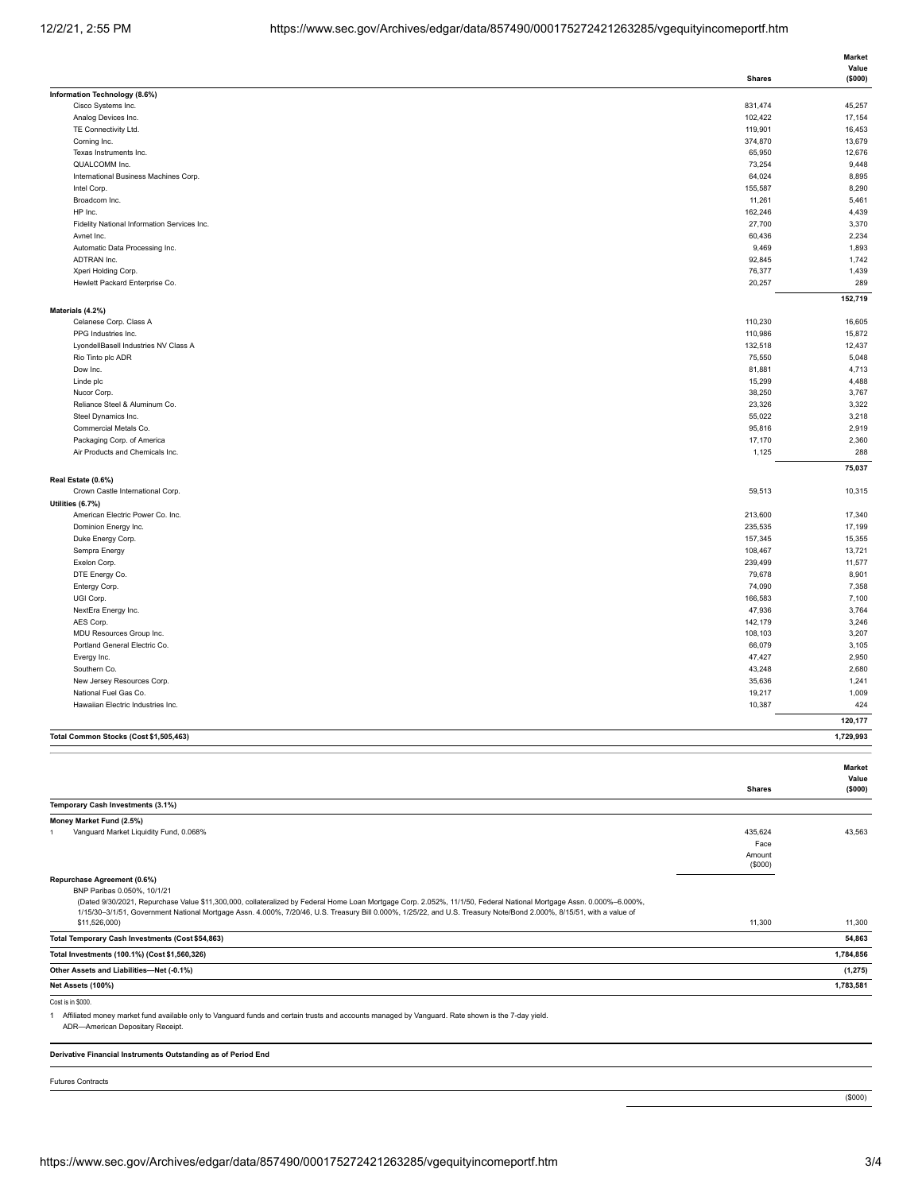| | Shares | Market Value ($000) |
|---|---|---|
| **Information Technology (8.6%)** | | |
| Cisco Systems Inc. | 831,474 | 45,257 |
| Analog Devices Inc. | 102,422 | 17,154 |
| TE Connectivity Ltd. | 119,901 | 16,453 |
| Corning Inc. | 374,870 | 13,679 |
| Texas Instruments Inc. | 65,950 | 12,676 |
| QUALCOMM Inc. | 73,254 | 9,448 |
| International Business Machines Corp. | 64,024 | 8,895 |
| Intel Corp. | 155,587 | 8,290 |
| Broadcom Inc. | 11,261 | 5,461 |
| HP Inc. | 162,246 | 4,439 |
| Fidelity National Information Services Inc. | 27,700 | 3,370 |
| Avnet Inc. | 60,436 | 2,234 |
| Automatic Data Processing Inc. | 9,469 | 1,893 |
| ADTRAN Inc. | 92,845 | 1,742 |
| Xperi Holding Corp. | 76,377 | 1,439 |
| Hewlett Packard Enterprise Co. | 20,257 | 289 |
| | | **152,719** |
| **Materials (4.2%)** | | |
| Celanese Corp. Class A | 110,230 | 16,605 |
| PPG Industries Inc. | 110,986 | 15,872 |
| LyondellBasell Industries NV Class A | 132,518 | 12,437 |
| Rio Tinto plc ADR | 75,550 | 5,048 |
| Dow Inc. | 81,881 | 4,713 |
| Linde plc | 15,299 | 4,488 |
| Nucor Corp. | 38,250 | 3,767 |
| Reliance Steel & Aluminum Co. | 23,326 | 3,322 |
| Steel Dynamics Inc. | 55,022 | 3,218 |
| Commercial Metals Co. | 95,816 | 2,919 |
| Packaging Corp. of America | 17,170 | 2,360 |
| Air Products and Chemicals Inc. | 1,125 | 288 |
| | | **75,037** |
| **Real Estate (0.6%)** | | |
| Crown Castle International Corp. | 59,513 | 10,315 |
| **Utilities (6.7%)** | | |
| American Electric Power Co. Inc. | 213,600 | 17,340 |
| Dominion Energy Inc. | 235,535 | 17,199 |
| Duke Energy Corp. | 157,345 | 15,355 |
| Sempra Energy | 108,467 | 13,721 |
| Exelon Corp. | 239,499 | 11,577 |
| DTE Energy Co. | 79,678 | 8,901 |
| Entergy Corp. | 74,090 | 7,358 |
| UGI Corp. | 166,583 | 7,100 |
| NextEra Energy Inc. | 47,936 | 3,764 |
| AES Corp. | 142,179 | 3,246 |
| MDU Resources Group Inc. | 108,103 | 3,207 |
| Portland General Electric Co. | 66,079 | 3,105 |
| Evergy Inc. | 47,427 | 2,950 |
| Southern Co. | 43,248 | 2,680 |
| New Jersey Resources Corp. | 35,636 | 1,241 |
| National Fuel Gas Co. | 19,217 | 1,009 |
| Hawaiian Electric Industries Inc. | 10,387 | 424 |
| | | **120,177** |
| **Total Common Stocks (Cost $1,505,463)** | | **1,729,993** |

| | Shares | Market Value ($000) |
|---|---|---|
| **Temporary Cash Investments (3.1%)** | | |
| **Money Market Fund (2.5%)** | | |
| 1 Vanguard Market Liquidity Fund, 0.068% | 435,624 | 43,563 |
| | Face Amount ($000) | |
| **Repurchase Agreement (0.6%)** | | |
| BNP Paribas 0.050%, 10/1/21 (Dated 9/30/2021, Repurchase Value $11,300,000, collateralized by Federal Home Loan Mortgage Corp. 2.052%, 11/1/50, Federal National Mortgage Assn. 0.000%–6.000%, 1/15/30–3/1/51, Government National Mortgage Assn. 4.000%, 7/20/46, U.S. Treasury Bill 0.000%, 1/25/22, and U.S. Treasury Note/Bond 2.000%, 8/15/51, with a value of $11,526,000) | 11,300 | 11,300 |
| **Total Temporary Cash Investments (Cost $54,863)** | | **54,863** |
| **Total Investments (100.1%) (Cost $1,560,326)** | | **1,784,856** |
| **Other Assets and Liabilities—Net (-0.1%)** | | **(1,275)** |
| **Net Assets (100%)** | | **1,783,581** |

Cost is in $000.

1 Affiliated money market fund available only to Vanguard funds and certain trusts and accounts managed by Vanguard. Rate shown is the 7-day yield.

ADR—American Depositary Receipt.

**Derivative Financial Instruments Outstanding as of Period End**

Futures Contracts

($000)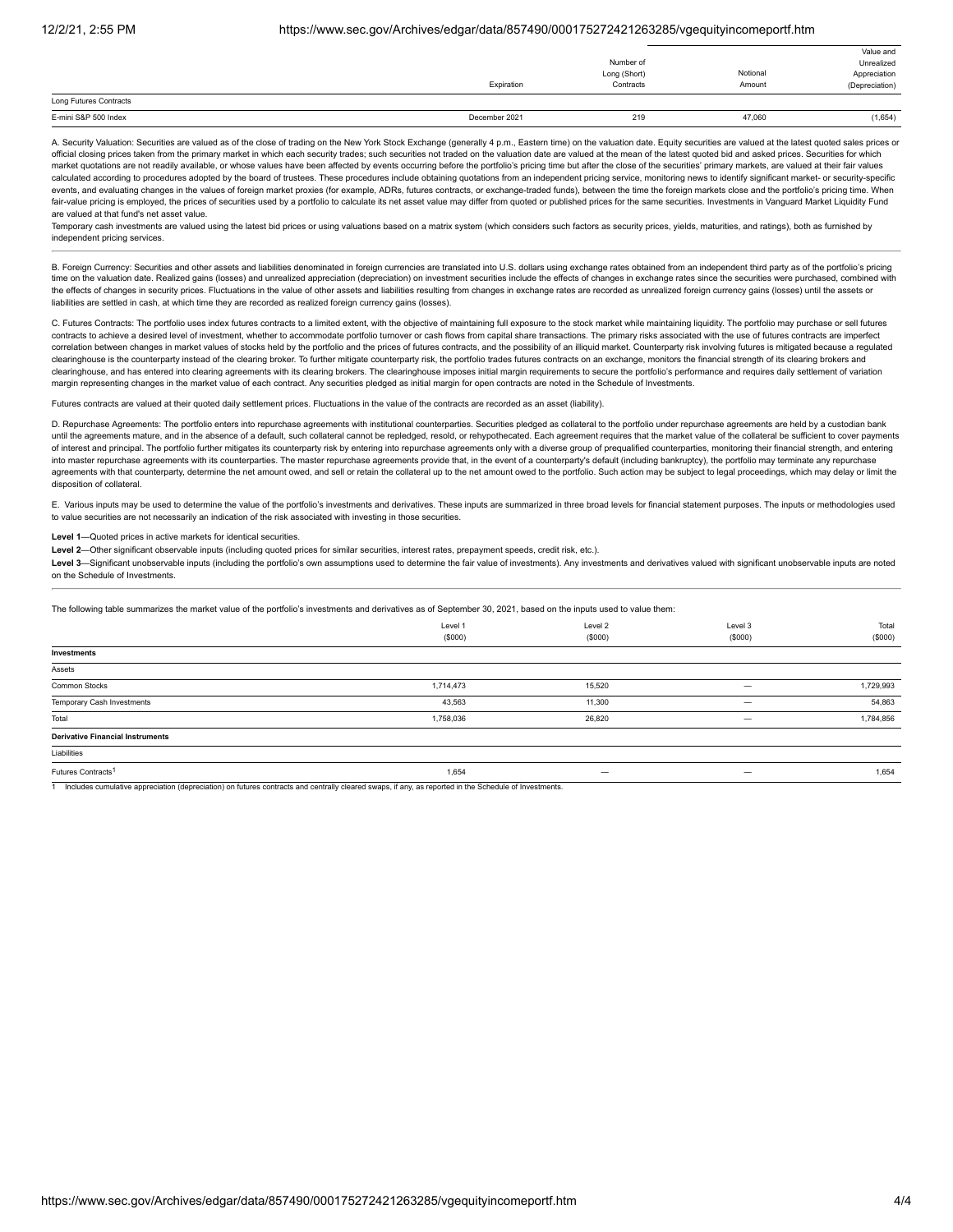| | Expiration | Number of Long (Short) Contracts | Notional Amount | Value and Unrealized Appreciation (Depreciation) |
|---|---|---|---|---|
| Long Futures Contracts | | | | |
| E-mini S&P 500 Index | December 2021 | 219 | 47,060 | (1,654) |

A. Security Valuation: Securities are valued as of the close of trading on the New York Stock Exchange (generally 4 p.m., Eastern time) on the valuation date. Equity securities are valued at the latest quoted sales prices or official closing prices taken from the primary market in which each security trades; such securities not traded on the valuation date are valued at the mean of the latest quoted bid and asked prices. Securities for which market quotations are not readily available, or whose values have been affected by events occurring before the portfolio's pricing time but after the close of the securities' primary markets, are valued at their fair values calculated according to procedures adopted by the board of trustees. These procedures include obtaining quotations from an independent pricing service, monitoring news to identify significant market- or security-specific events, and evaluating changes in the values of foreign market proxies (for example, ADRs, futures contracts, or exchange-traded funds), between the time the foreign markets close and the portfolio's pricing time. When fair-value pricing is employed, the prices of securities used by a portfolio to calculate its net asset value may differ from quoted or published prices for the same securities. Investments in Vanguard Market Liquidity Fund are valued at that fund's net asset value.

Temporary cash investments are valued using the latest bid prices or using valuations based on a matrix system (which considers such factors as security prices, yields, maturities, and ratings), both as furnished by independent pricing services.

B. Foreign Currency: Securities and other assets and liabilities denominated in foreign currencies are translated into U.S. dollars using exchange rates obtained from an independent third party as of the portfolio's pricing time on the valuation date. Realized gains (losses) and unrealized appreciation (depreciation) on investment securities include the effects of changes in exchange rates since the securities were purchased, combined with the effects of changes in security prices. Fluctuations in the value of other assets and liabilities resulting from changes in exchange rates are recorded as unrealized foreign currency gains (losses) until the assets or liabilities are settled in cash, at which time they are recorded as realized foreign currency gains (losses).

C. Futures Contracts: The portfolio uses index futures contracts to a limited extent, with the objective of maintaining full exposure to the stock market while maintaining liquidity. The portfolio may purchase or sell futures contracts to achieve a desired level of investment, whether to accommodate portfolio turnover or cash flows from capital share transactions. The primary risks associated with the use of futures contracts are imperfect correlation between changes in market values of stocks held by the portfolio and the prices of futures contracts, and the possibility of an illiquid market. Counterparty risk involving futures is mitigated because a regulated clearinghouse is the counterparty instead of the clearing broker. To further mitigate counterparty risk, the portfolio trades futures contracts on an exchange, monitors the financial strength of its clearing brokers and clearinghouse, and has entered into clearing agreements with its clearing brokers. The clearinghouse imposes initial margin requirements to secure the portfolio's performance and requires daily settlement of variation margin representing changes in the market value of each contract. Any securities pledged as initial margin for open contracts are noted in the Schedule of Investments.

Futures contracts are valued at their quoted daily settlement prices. Fluctuations in the value of the contracts are recorded as an asset (liability).

D. Repurchase Agreements: The portfolio enters into repurchase agreements with institutional counterparties. Securities pledged as collateral to the portfolio under repurchase agreements are held by a custodian bank until the agreements mature, and in the absence of a default, such collateral cannot be repledged, resold, or rehypothecated. Each agreement requires that the market value of the collateral be sufficient to cover payments of interest and principal. The portfolio further mitigates its counterparty risk by entering into repurchase agreements only with a diverse group of prequalified counterparties, monitoring their financial strength, and entering into master repurchase agreements with its counterparties. The master repurchase agreements provide that, in the event of a counterparty's default (including bankruptcy), the portfolio may terminate any repurchase agreements with that counterparty, determine the net amount owed, and sell or retain the collateral up to the net amount owed to the portfolio. Such action may be subject to legal proceedings, which may delay or limit the disposition of collateral.

E. Various inputs may be used to determine the value of the portfolio's investments and derivatives. These inputs are summarized in three broad levels for financial statement purposes. The inputs or methodologies used to value securities are not necessarily an indication of the risk associated with investing in those securities.

**Level 1**—Quoted prices in active markets for identical securities.

**Level 2**—Other significant observable inputs (including quoted prices for similar securities, interest rates, prepayment speeds, credit risk, etc.).

**Level 3**—Significant unobservable inputs (including the portfolio's own assumptions used to determine the fair value of investments). Any investments and derivatives valued with significant unobservable inputs are noted on the Schedule of Investments.

The following table summarizes the market value of the portfolio's investments and derivatives as of September 30, 2021, based on the inputs used to value them:

| | Level 1 ($000) | Level 2 ($000) | Level 3 ($000) | Total ($000) |
|---|---|---|---|---|
| **Investments** | | | | |
| Assets | | | | |
| Common Stocks | 1,714,473 | 15,520 | — | 1,729,993 |
| Temporary Cash Investments | 43,563 | 11,300 | — | 54,863 |
| Total | 1,758,036 | 26,820 | — | 1,784,856 |
| **Derivative Financial Instruments** | | | | |
| Liabilities | | | | |
| Futures Contracts[1] | 1,654 | — | — | 1,654 |

1 Includes cumulative appreciation (depreciation) on futures contracts and centrally cleared swaps, if any, as reported in the Schedule of Investments.